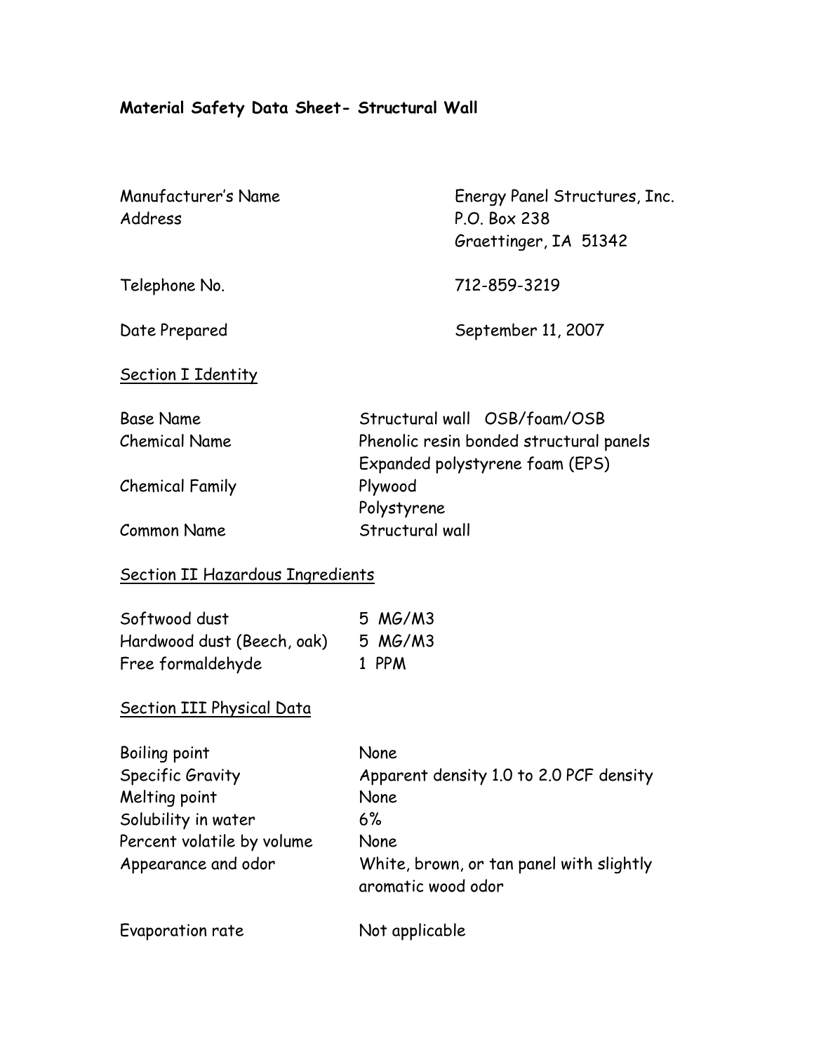# Material Safety Data Sheet- Structural Wall

| | |
|---|---|
| Manufacturer's Name | Energy Panel Structures, Inc. |
| Address | P.O. Box 238<br>Graettinger, IA 51342 |
| Telephone No. | 712-859-3219 |
| Date Prepared | September 11, 2007 |

## Section I Identity

| | |
|---|---|
| Base Name | Structural wall OSB/foam/OSB |
| Chemical Name | Phenolic resin bonded structural panels<br>Expanded polystyrene foam (EPS) |
| Chemical Family | Plywood<br>Polystyrene |
| Common Name | Structural wall |

## Section II Hazardous Ingredients

| | |
|---|---|
| Softwood dust | 5 MG/M3 |
| Hardwood dust (Beech, oak) | 5 MG/M3 |
| Free formaldehyde | 1 PPM |

## Section III Physical Data

| | |
|---|---|
| Boiling point | None |
| Specific Gravity | Apparent density 1.0 to 2.0 PCF density |
| Melting point | None |
| Solubility in water | 6% |
| Percent volatile by volume | None |
| Appearance and odor | White, brown, or tan panel with slightly aromatic wood odor |
| Evaporation rate | Not applicable |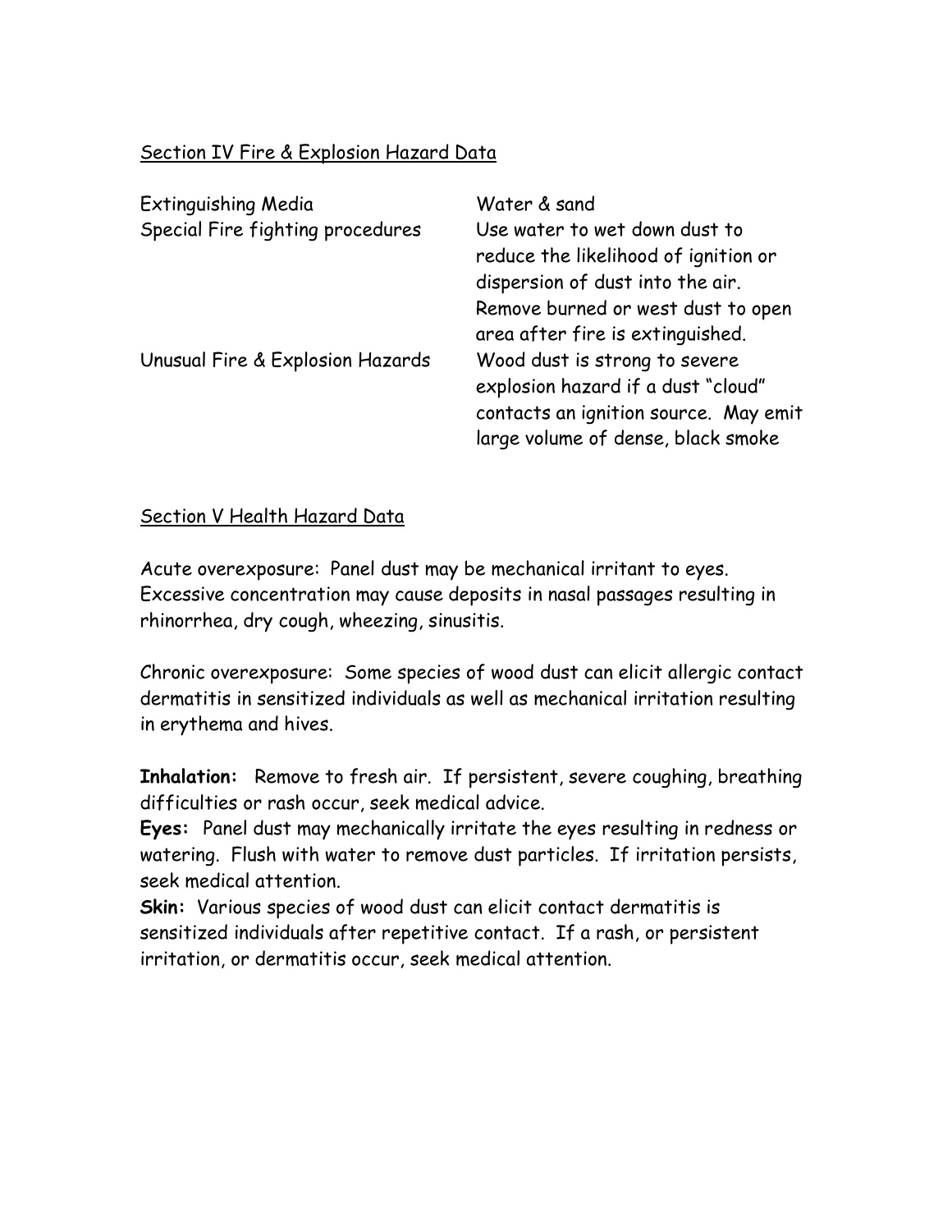## Section IV Fire & Explosion Hazard Data

| | |
|---|---|
| Extinguishing Media | Water & sand |
| Special Fire fighting procedures | Use water to wet down dust to reduce the likelihood of ignition or dispersion of dust into the air. Remove burned or west dust to open area after fire is extinguished. |
| Unusual Fire & Explosion Hazards | Wood dust is strong to severe explosion hazard if a dust "cloud" contacts an ignition source. May emit large volume of dense, black smoke |

## Section V Health Hazard Data

Acute overexposure: Panel dust may be mechanical irritant to eyes. Excessive concentration may cause deposits in nasal passages resulting in rhinorrhea, dry cough, wheezing, sinusitis.

Chronic overexposure: Some species of wood dust can elicit allergic contact dermatitis in sensitized individuals as well as mechanical irritation resulting in erythema and hives.

**Inhalation:** Remove to fresh air. If persistent, severe coughing, breathing difficulties or rash occur, seek medical advice.

**Eyes:** Panel dust may mechanically irritate the eyes resulting in redness or watering. Flush with water to remove dust particles. If irritation persists, seek medical attention.

**Skin:** Various species of wood dust can elicit contact dermatitis is sensitized individuals after repetitive contact. If a rash, or persistent irritation, or dermatitis occur, seek medical attention.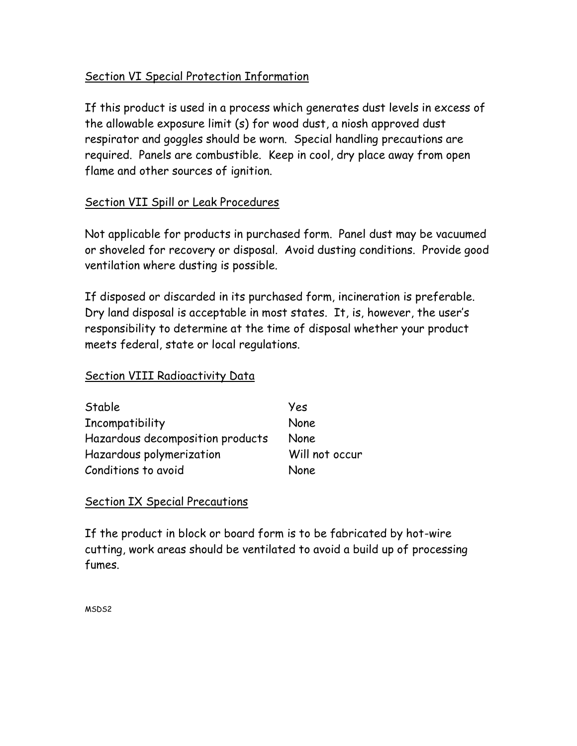## Section VI Special Protection Information

If this product is used in a process which generates dust levels in excess of the allowable exposure limit (s) for wood dust, a niosh approved dust respirator and goggles should be worn. Special handling precautions are required. Panels are combustible. Keep in cool, dry place away from open flame and other sources of ignition.

## Section VII Spill or Leak Procedures

Not applicable for products in purchased form. Panel dust may be vacuumed or shoveled for recovery or disposal. Avoid dusting conditions. Provide good ventilation where dusting is possible.

If disposed or discarded in its purchased form, incineration is preferable. Dry land disposal is acceptable in most states. It, is, however, the user's responsibility to determine at the time of disposal whether your product meets federal, state or local regulations.

## Section VIII Radioactivity Data

| | |
|---|---|
| Stable | Yes |
| Incompatibility | None |
| Hazardous decomposition products | None |
| Hazardous polymerization | Will not occur |
| Conditions to avoid | None |

## Section IX Special Precautions

If the product in block or board form is to be fabricated by hot-wire cutting, work areas should be ventilated to avoid a build up of processing fumes.

MSDS2